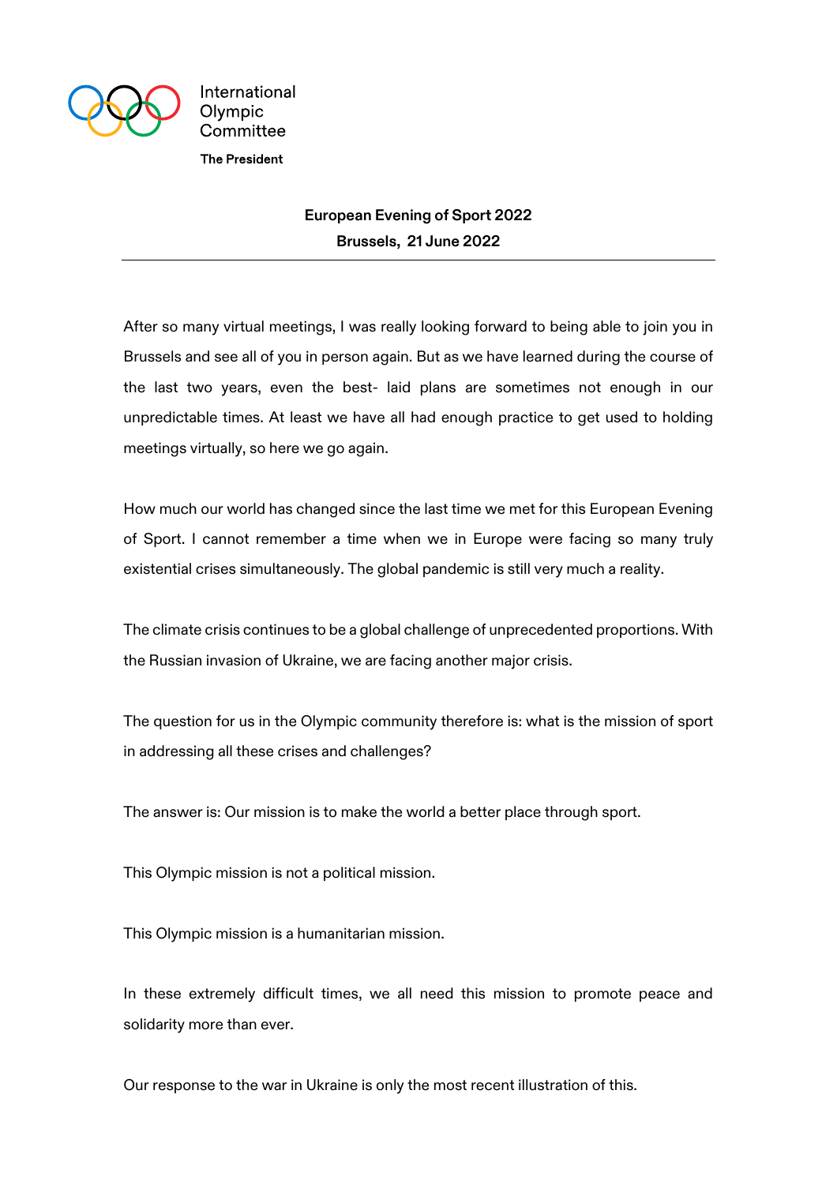International Olympic Committee

**The President**

**European Evening of Sport 2022**
**Brussels, 21 June 2022**

---

After so many virtual meetings, I was really looking forward to being able to join you in Brussels and see all of you in person again. But as we have learned during the course of the last two years, even the best- laid plans are sometimes not enough in our unpredictable times. At least we have all had enough practice to get used to holding meetings virtually, so here we go again.

How much our world has changed since the last time we met for this European Evening of Sport. I cannot remember a time when we in Europe were facing so many truly existential crises simultaneously. The global pandemic is still very much a reality.

The climate crisis continues to be a global challenge of unprecedented proportions. With the Russian invasion of Ukraine, we are facing another major crisis.

The question for us in the Olympic community therefore is: what is the mission of sport in addressing all these crises and challenges?

The answer is: Our mission is to make the world a better place through sport.

This Olympic mission is not a political mission.

This Olympic mission is a humanitarian mission.

In these extremely difficult times, we all need this mission to promote peace and solidarity more than ever.

Our response to the war in Ukraine is only the most recent illustration of this.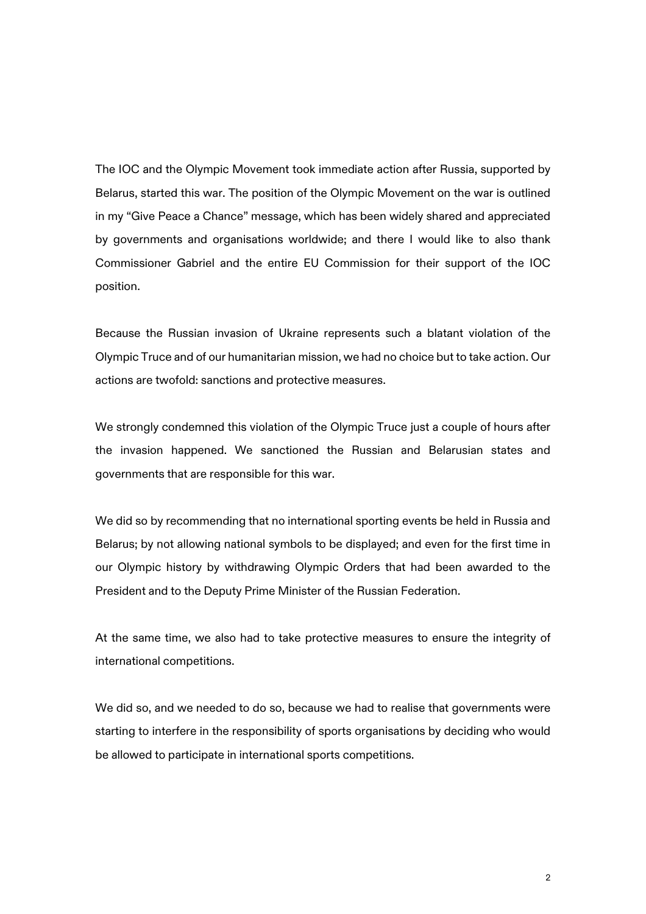The IOC and the Olympic Movement took immediate action after Russia, supported by Belarus, started this war. The position of the Olympic Movement on the war is outlined in my "Give Peace a Chance" message, which has been widely shared and appreciated by governments and organisations worldwide; and there I would like to also thank Commissioner Gabriel and the entire EU Commission for their support of the IOC position.

Because the Russian invasion of Ukraine represents such a blatant violation of the Olympic Truce and of our humanitarian mission, we had no choice but to take action. Our actions are twofold: sanctions and protective measures.

We strongly condemned this violation of the Olympic Truce just a couple of hours after the invasion happened. We sanctioned the Russian and Belarusian states and governments that are responsible for this war.

We did so by recommending that no international sporting events be held in Russia and Belarus; by not allowing national symbols to be displayed; and even for the first time in our Olympic history by withdrawing Olympic Orders that had been awarded to the President and to the Deputy Prime Minister of the Russian Federation.

At the same time, we also had to take protective measures to ensure the integrity of international competitions.

We did so, and we needed to do so, because we had to realise that governments were starting to interfere in the responsibility of sports organisations by deciding who would be allowed to participate in international sports competitions.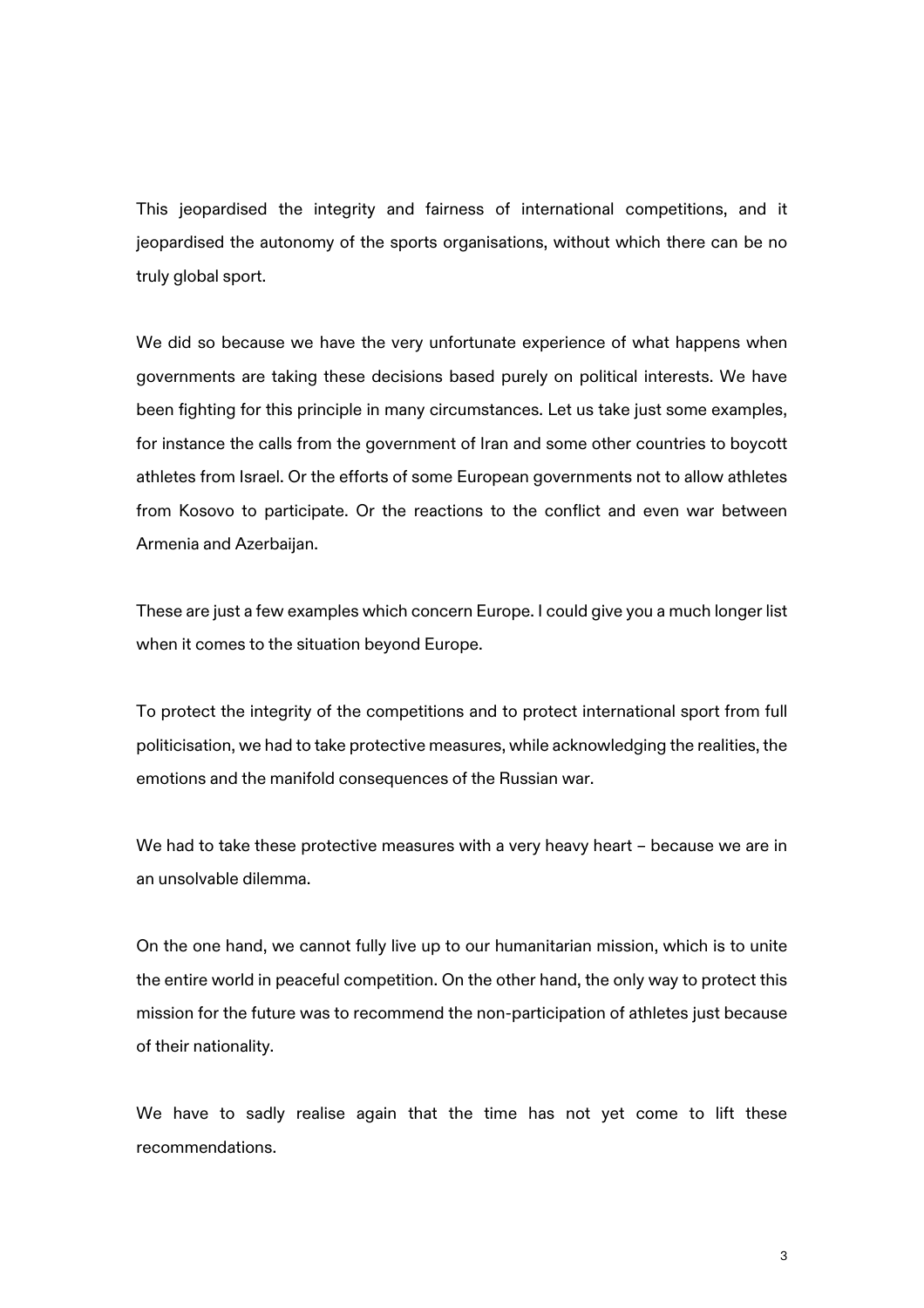This jeopardised the integrity and fairness of international competitions, and it jeopardised the autonomy of the sports organisations, without which there can be no truly global sport.

We did so because we have the very unfortunate experience of what happens when governments are taking these decisions based purely on political interests. We have been fighting for this principle in many circumstances. Let us take just some examples, for instance the calls from the government of Iran and some other countries to boycott athletes from Israel. Or the efforts of some European governments not to allow athletes from Kosovo to participate. Or the reactions to the conflict and even war between Armenia and Azerbaijan.

These are just a few examples which concern Europe. I could give you a much longer list when it comes to the situation beyond Europe.

To protect the integrity of the competitions and to protect international sport from full politicisation, we had to take protective measures, while acknowledging the realities, the emotions and the manifold consequences of the Russian war.

We had to take these protective measures with a very heavy heart – because we are in an unsolvable dilemma.

On the one hand, we cannot fully live up to our humanitarian mission, which is to unite the entire world in peaceful competition. On the other hand, the only way to protect this mission for the future was to recommend the non-participation of athletes just because of their nationality.

We have to sadly realise again that the time has not yet come to lift these recommendations.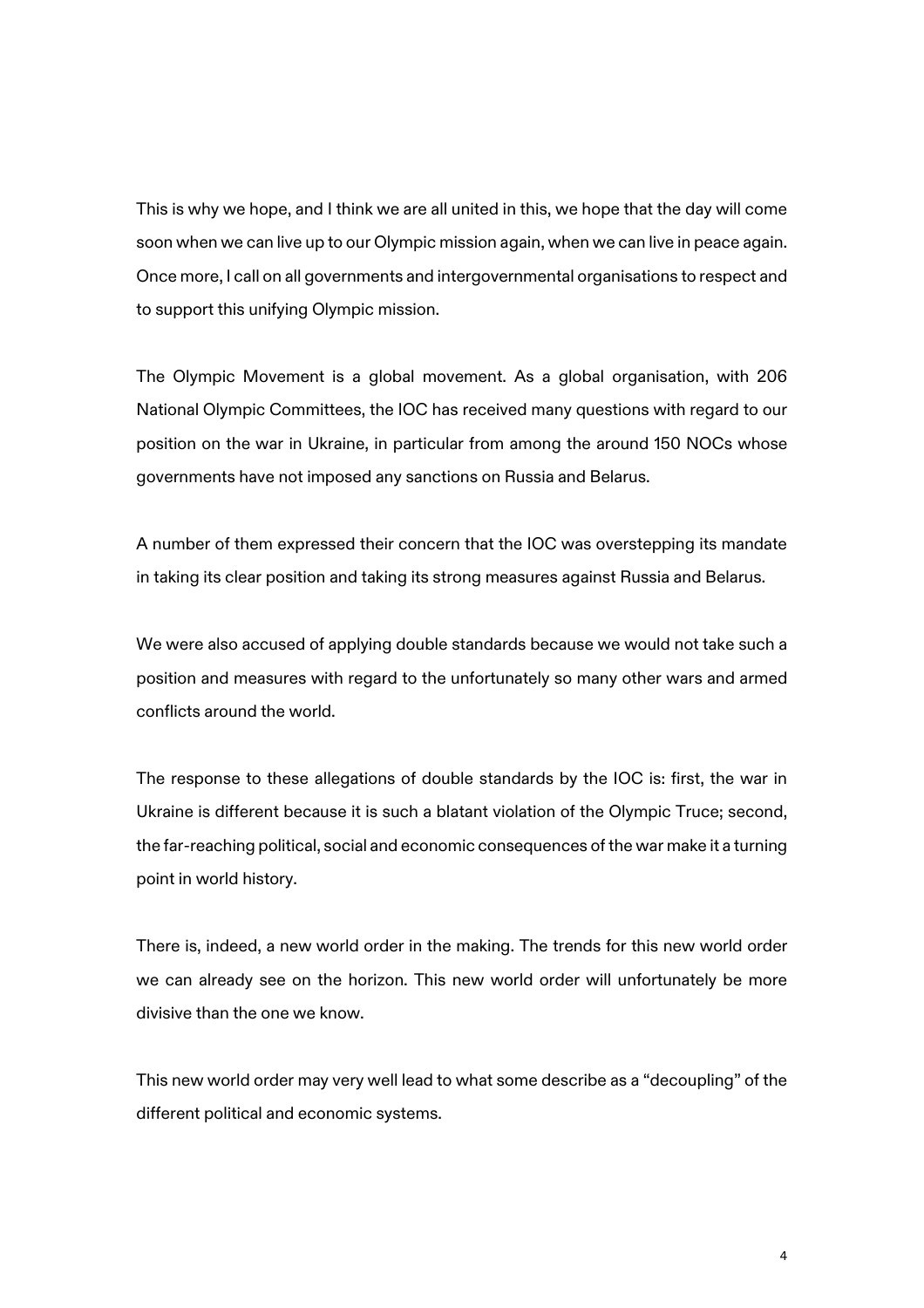This is why we hope, and I think we are all united in this, we hope that the day will come soon when we can live up to our Olympic mission again, when we can live in peace again. Once more, I call on all governments and intergovernmental organisations to respect and to support this unifying Olympic mission.

The Olympic Movement is a global movement. As a global organisation, with 206 National Olympic Committees, the IOC has received many questions with regard to our position on the war in Ukraine, in particular from among the around 150 NOCs whose governments have not imposed any sanctions on Russia and Belarus.

A number of them expressed their concern that the IOC was overstepping its mandate in taking its clear position and taking its strong measures against Russia and Belarus.

We were also accused of applying double standards because we would not take such a position and measures with regard to the unfortunately so many other wars and armed conflicts around the world.

The response to these allegations of double standards by the IOC is: first, the war in Ukraine is different because it is such a blatant violation of the Olympic Truce; second, the far-reaching political, social and economic consequences of the war make it a turning point in world history.

There is, indeed, a new world order in the making. The trends for this new world order we can already see on the horizon. This new world order will unfortunately be more divisive than the one we know.

This new world order may very well lead to what some describe as a "decoupling" of the different political and economic systems.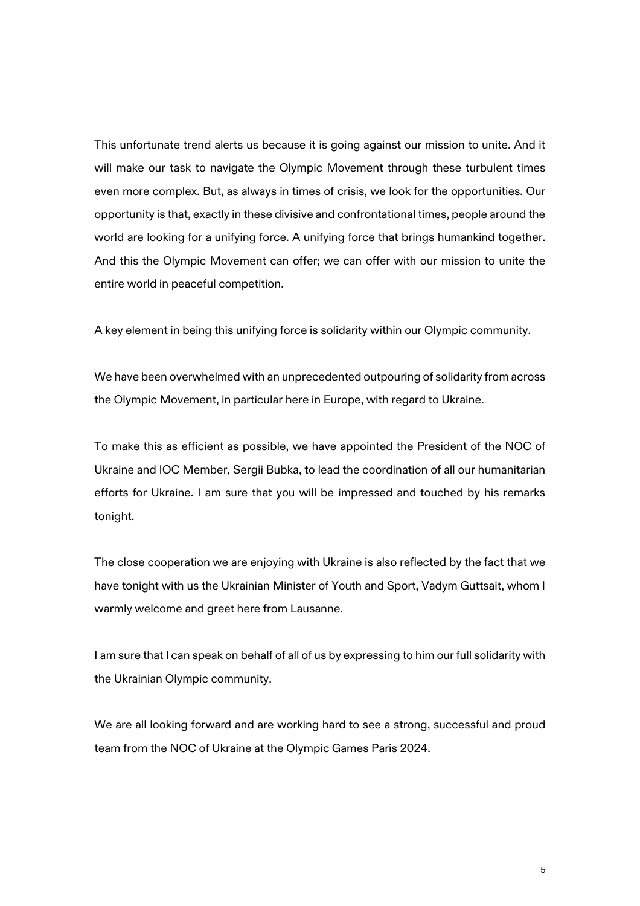This unfortunate trend alerts us because it is going against our mission to unite. And it will make our task to navigate the Olympic Movement through these turbulent times even more complex. But, as always in times of crisis, we look for the opportunities. Our opportunity is that, exactly in these divisive and confrontational times, people around the world are looking for a unifying force. A unifying force that brings humankind together. And this the Olympic Movement can offer; we can offer with our mission to unite the entire world in peaceful competition.

A key element in being this unifying force is solidarity within our Olympic community.

We have been overwhelmed with an unprecedented outpouring of solidarity from across the Olympic Movement, in particular here in Europe, with regard to Ukraine.

To make this as efficient as possible, we have appointed the President of the NOC of Ukraine and IOC Member, Sergii Bubka, to lead the coordination of all our humanitarian efforts for Ukraine. I am sure that you will be impressed and touched by his remarks tonight.

The close cooperation we are enjoying with Ukraine is also reflected by the fact that we have tonight with us the Ukrainian Minister of Youth and Sport, Vadym Guttsait, whom I warmly welcome and greet here from Lausanne.

I am sure that I can speak on behalf of all of us by expressing to him our full solidarity with the Ukrainian Olympic community.

We are all looking forward and are working hard to see a strong, successful and proud team from the NOC of Ukraine at the Olympic Games Paris 2024.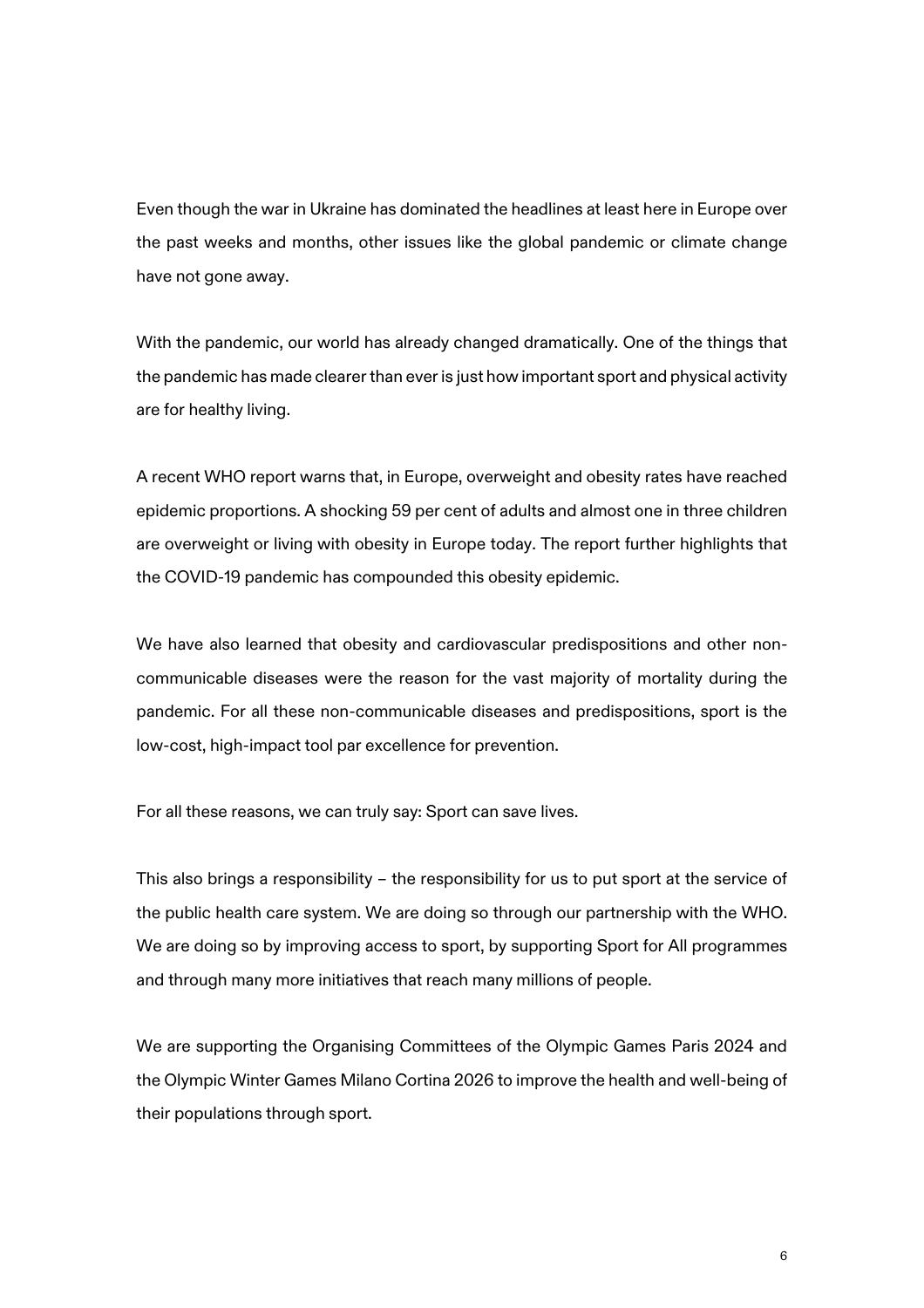Even though the war in Ukraine has dominated the headlines at least here in Europe over the past weeks and months, other issues like the global pandemic or climate change have not gone away.

With the pandemic, our world has already changed dramatically. One of the things that the pandemic has made clearer than ever is just how important sport and physical activity are for healthy living.

A recent WHO report warns that, in Europe, overweight and obesity rates have reached epidemic proportions. A shocking 59 per cent of adults and almost one in three children are overweight or living with obesity in Europe today. The report further highlights that the COVID-19 pandemic has compounded this obesity epidemic.

We have also learned that obesity and cardiovascular predispositions and other non-communicable diseases were the reason for the vast majority of mortality during the pandemic. For all these non-communicable diseases and predispositions, sport is the low-cost, high-impact tool par excellence for prevention.

For all these reasons, we can truly say: Sport can save lives.

This also brings a responsibility – the responsibility for us to put sport at the service of the public health care system. We are doing so through our partnership with the WHO. We are doing so by improving access to sport, by supporting Sport for All programmes and through many more initiatives that reach many millions of people.

We are supporting the Organising Committees of the Olympic Games Paris 2024 and the Olympic Winter Games Milano Cortina 2026 to improve the health and well-being of their populations through sport.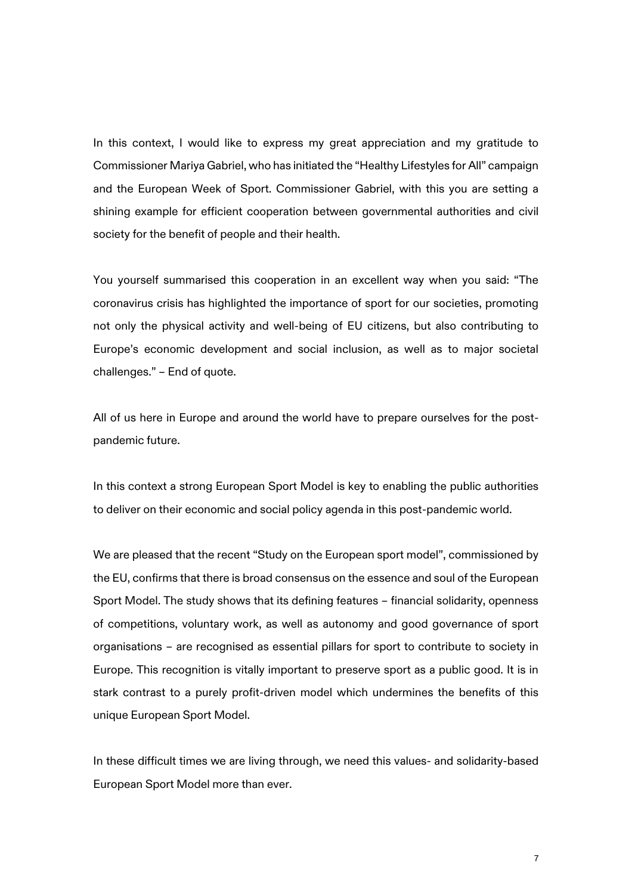In this context, I would like to express my great appreciation and my gratitude to Commissioner Mariya Gabriel, who has initiated the "Healthy Lifestyles for All" campaign and the European Week of Sport. Commissioner Gabriel, with this you are setting a shining example for efficient cooperation between governmental authorities and civil society for the benefit of people and their health.

You yourself summarised this cooperation in an excellent way when you said: "The coronavirus crisis has highlighted the importance of sport for our societies, promoting not only the physical activity and well-being of EU citizens, but also contributing to Europe's economic development and social inclusion, as well as to major societal challenges." – End of quote.

All of us here in Europe and around the world have to prepare ourselves for the post-pandemic future.

In this context a strong European Sport Model is key to enabling the public authorities to deliver on their economic and social policy agenda in this post-pandemic world.

We are pleased that the recent "Study on the European sport model", commissioned by the EU, confirms that there is broad consensus on the essence and soul of the European Sport Model. The study shows that its defining features – financial solidarity, openness of competitions, voluntary work, as well as autonomy and good governance of sport organisations – are recognised as essential pillars for sport to contribute to society in Europe. This recognition is vitally important to preserve sport as a public good. It is in stark contrast to a purely profit-driven model which undermines the benefits of this unique European Sport Model.

In these difficult times we are living through, we need this values- and solidarity-based European Sport Model more than ever.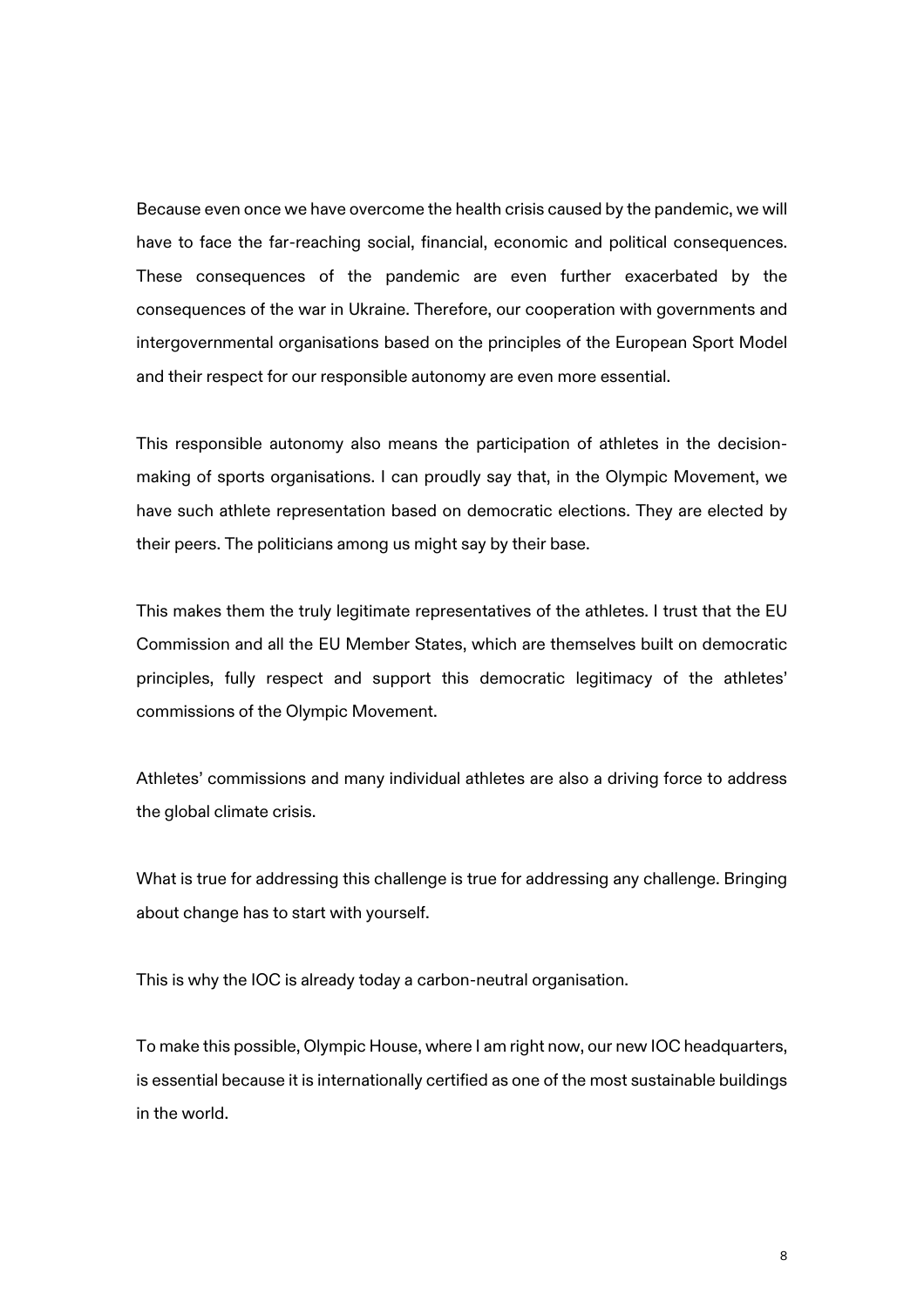Because even once we have overcome the health crisis caused by the pandemic, we will have to face the far-reaching social, financial, economic and political consequences. These consequences of the pandemic are even further exacerbated by the consequences of the war in Ukraine. Therefore, our cooperation with governments and intergovernmental organisations based on the principles of the European Sport Model and their respect for our responsible autonomy are even more essential.

This responsible autonomy also means the participation of athletes in the decision-making of sports organisations. I can proudly say that, in the Olympic Movement, we have such athlete representation based on democratic elections. They are elected by their peers. The politicians among us might say by their base.

This makes them the truly legitimate representatives of the athletes. I trust that the EU Commission and all the EU Member States, which are themselves built on democratic principles, fully respect and support this democratic legitimacy of the athletes' commissions of the Olympic Movement.

Athletes' commissions and many individual athletes are also a driving force to address the global climate crisis.

What is true for addressing this challenge is true for addressing any challenge. Bringing about change has to start with yourself.

This is why the IOC is already today a carbon-neutral organisation.

To make this possible, Olympic House, where I am right now, our new IOC headquarters, is essential because it is internationally certified as one of the most sustainable buildings in the world.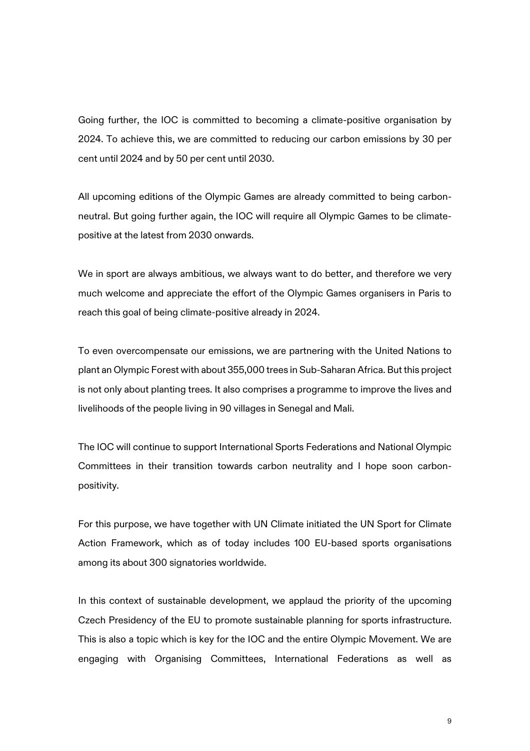Going further, the IOC is committed to becoming a climate-positive organisation by 2024. To achieve this, we are committed to reducing our carbon emissions by 30 per cent until 2024 and by 50 per cent until 2030.

All upcoming editions of the Olympic Games are already committed to being carbon-neutral. But going further again, the IOC will require all Olympic Games to be climate-positive at the latest from 2030 onwards.

We in sport are always ambitious, we always want to do better, and therefore we very much welcome and appreciate the effort of the Olympic Games organisers in Paris to reach this goal of being climate-positive already in 2024.

To even overcompensate our emissions, we are partnering with the United Nations to plant an Olympic Forest with about 355,000 trees in Sub-Saharan Africa. But this project is not only about planting trees. It also comprises a programme to improve the lives and livelihoods of the people living in 90 villages in Senegal and Mali.

The IOC will continue to support International Sports Federations and National Olympic Committees in their transition towards carbon neutrality and I hope soon carbon-positivity.

For this purpose, we have together with UN Climate initiated the UN Sport for Climate Action Framework, which as of today includes 100 EU-based sports organisations among its about 300 signatories worldwide.

In this context of sustainable development, we applaud the priority of the upcoming Czech Presidency of the EU to promote sustainable planning for sports infrastructure. This is also a topic which is key for the IOC and the entire Olympic Movement. We are engaging with Organising Committees, International Federations as well as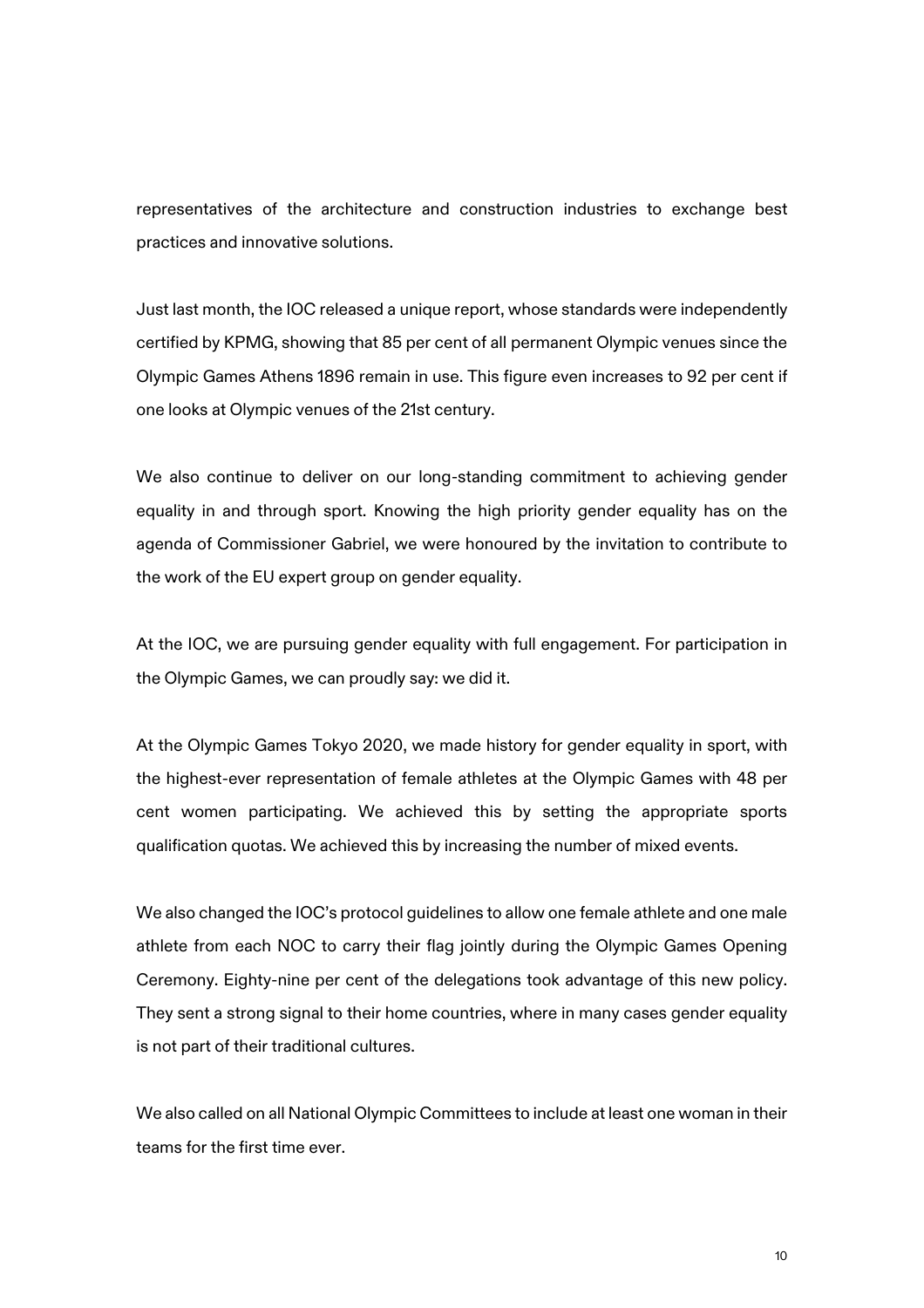representatives of the architecture and construction industries to exchange best practices and innovative solutions.

Just last month, the IOC released a unique report, whose standards were independently certified by KPMG, showing that 85 per cent of all permanent Olympic venues since the Olympic Games Athens 1896 remain in use. This figure even increases to 92 per cent if one looks at Olympic venues of the 21st century.

We also continue to deliver on our long-standing commitment to achieving gender equality in and through sport. Knowing the high priority gender equality has on the agenda of Commissioner Gabriel, we were honoured by the invitation to contribute to the work of the EU expert group on gender equality.

At the IOC, we are pursuing gender equality with full engagement. For participation in the Olympic Games, we can proudly say: we did it.

At the Olympic Games Tokyo 2020, we made history for gender equality in sport, with the highest-ever representation of female athletes at the Olympic Games with 48 per cent women participating. We achieved this by setting the appropriate sports qualification quotas. We achieved this by increasing the number of mixed events.

We also changed the IOC's protocol guidelines to allow one female athlete and one male athlete from each NOC to carry their flag jointly during the Olympic Games Opening Ceremony. Eighty-nine per cent of the delegations took advantage of this new policy. They sent a strong signal to their home countries, where in many cases gender equality is not part of their traditional cultures.

We also called on all National Olympic Committees to include at least one woman in their teams for the first time ever.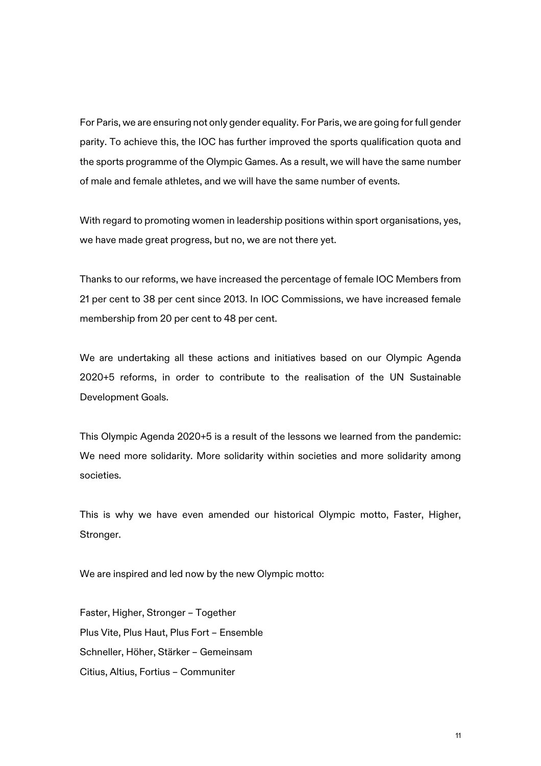For Paris, we are ensuring not only gender equality. For Paris, we are going for full gender parity. To achieve this, the IOC has further improved the sports qualification quota and the sports programme of the Olympic Games. As a result, we will have the same number of male and female athletes, and we will have the same number of events.

With regard to promoting women in leadership positions within sport organisations, yes, we have made great progress, but no, we are not there yet.

Thanks to our reforms, we have increased the percentage of female IOC Members from 21 per cent to 38 per cent since 2013. In IOC Commissions, we have increased female membership from 20 per cent to 48 per cent.

We are undertaking all these actions and initiatives based on our Olympic Agenda 2020+5 reforms, in order to contribute to the realisation of the UN Sustainable Development Goals.

This Olympic Agenda 2020+5 is a result of the lessons we learned from the pandemic: We need more solidarity. More solidarity within societies and more solidarity among societies.

This is why we have even amended our historical Olympic motto, Faster, Higher, Stronger.

We are inspired and led now by the new Olympic motto:

Faster, Higher, Stronger – Together
Plus Vite, Plus Haut, Plus Fort – Ensemble
Schneller, Höher, Stärker – Gemeinsam
Citius, Altius, Fortius – Communiter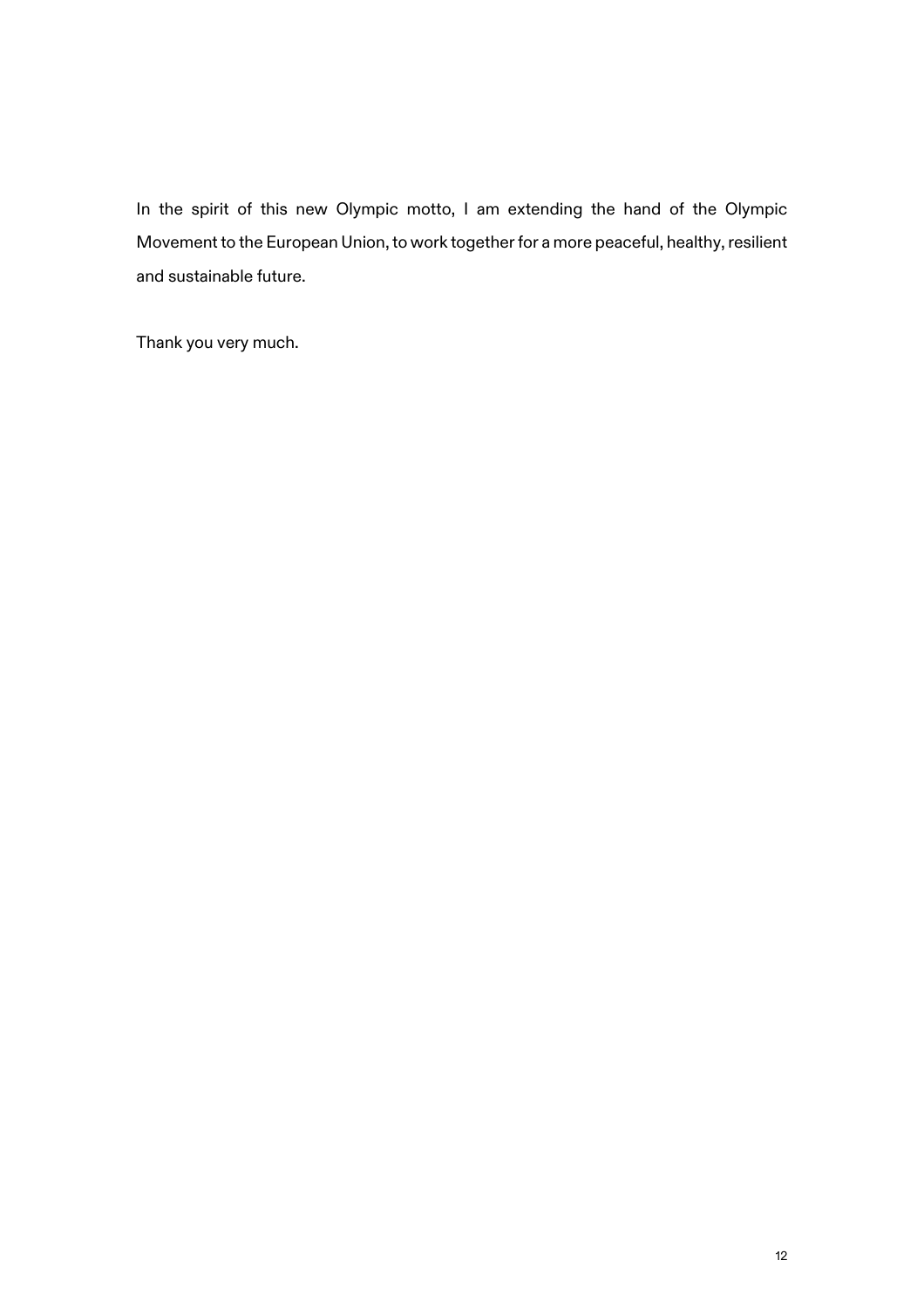In the spirit of this new Olympic motto, I am extending the hand of the Olympic Movement to the European Union, to work together for a more peaceful, healthy, resilient and sustainable future.

Thank you very much.